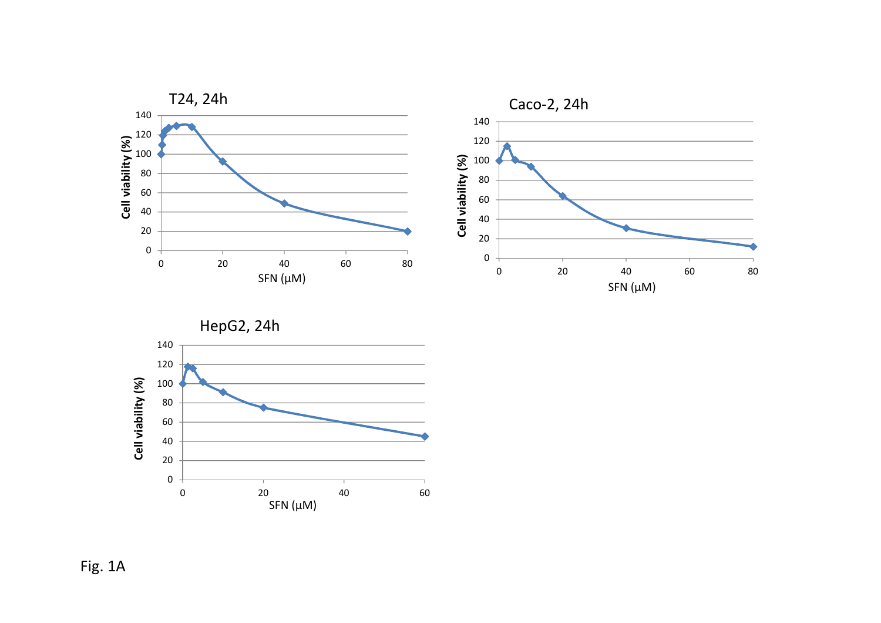Fig. 1A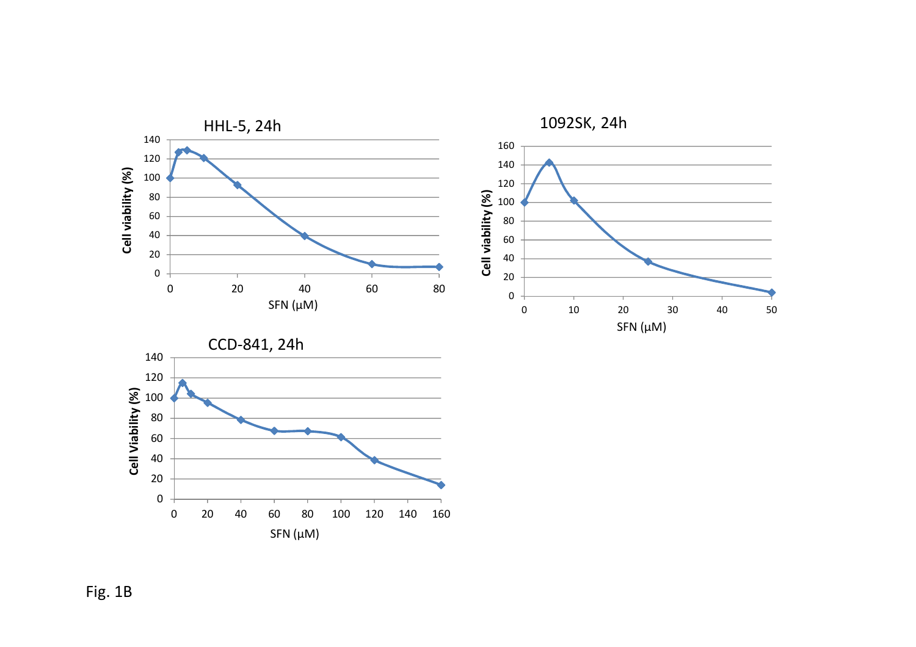HHL-5, 24h

1092SK, 24h

CCD-841, 24h

Fig. 1B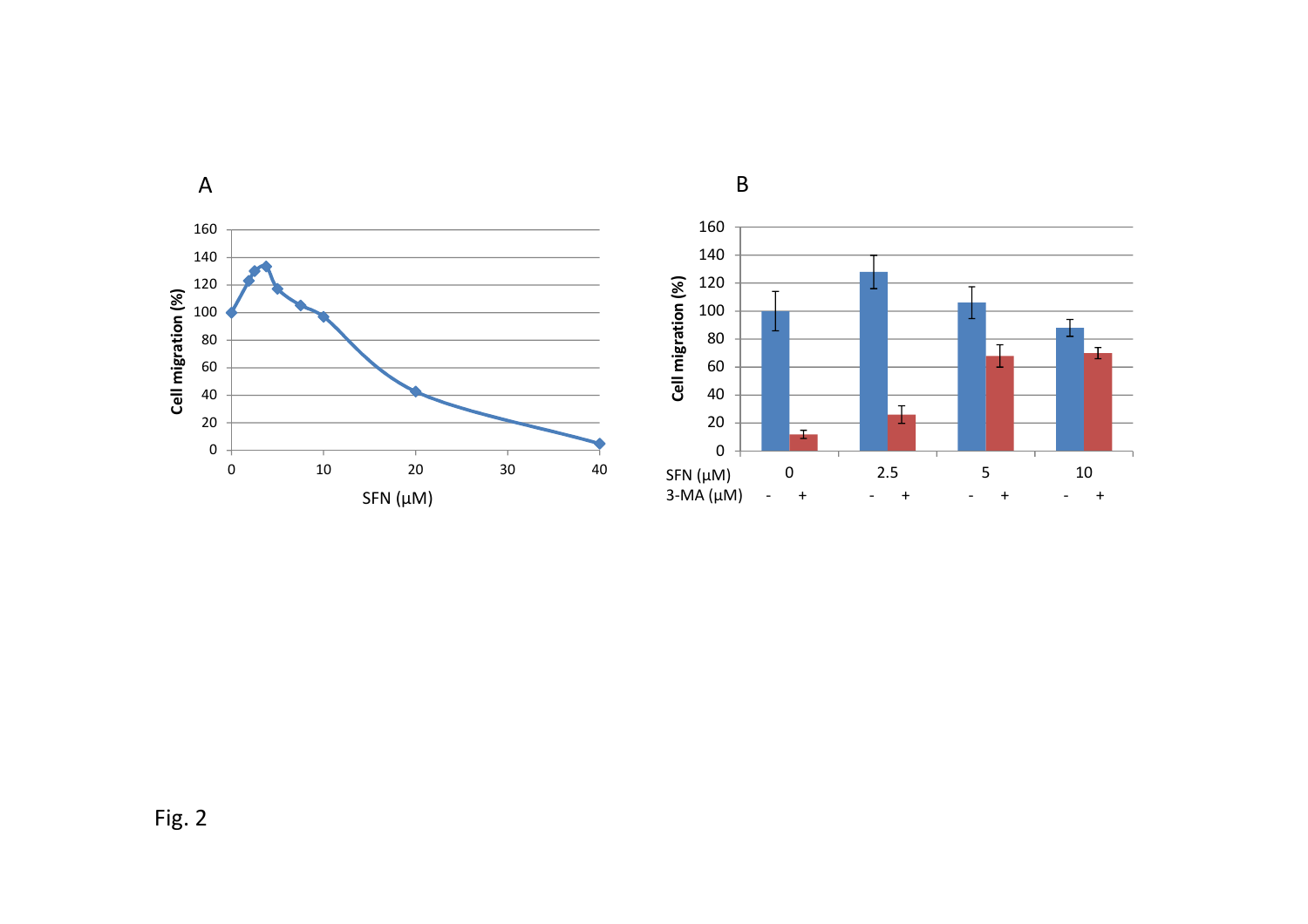Fig. 2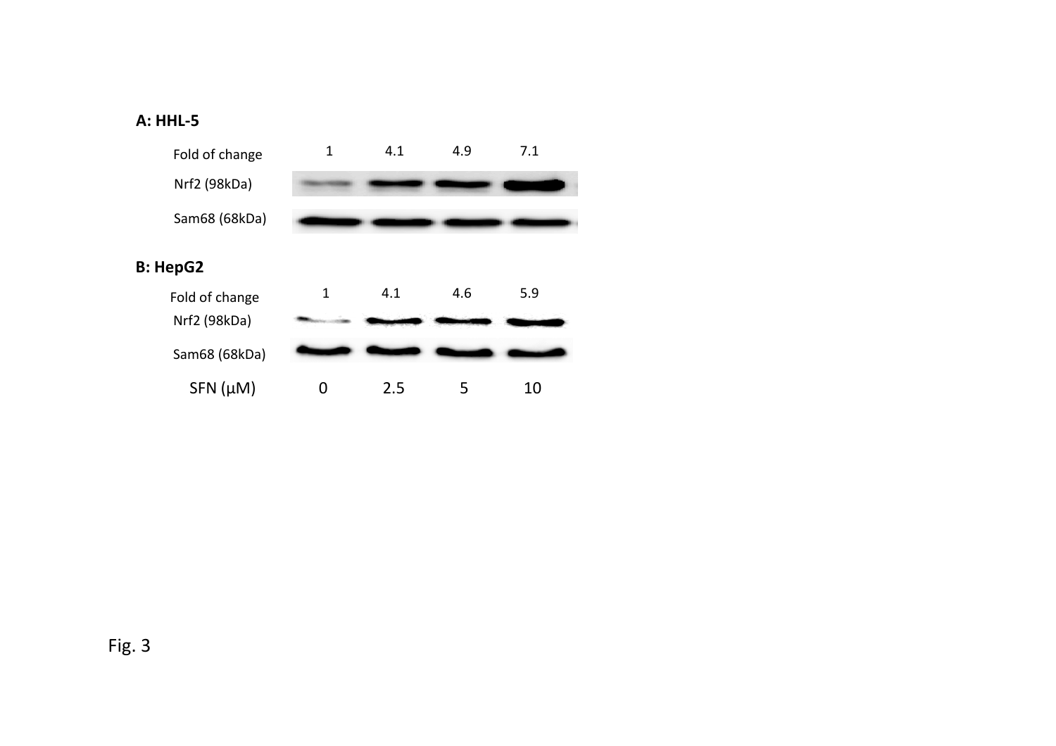**A: HHL-5**

| | | | | |
|---|---|---|---|---|
| Fold of change | 1 | 4.1 | 4.9 | 7.1 |
| Nrf2 (98kDa) | | | | |
| Sam68 (68kDa) | | | | |

**B: HepG2**

| | | | | |
|---|---|---|---|---|
| Fold of change | 1 | 4.1 | 4.6 | 5.9 |
| Nrf2 (98kDa) | | | | |
| Sam68 (68kDa) | | | | |
| SFN (μM) | 0 | 2.5 | 5 | 10 |

Fig. 3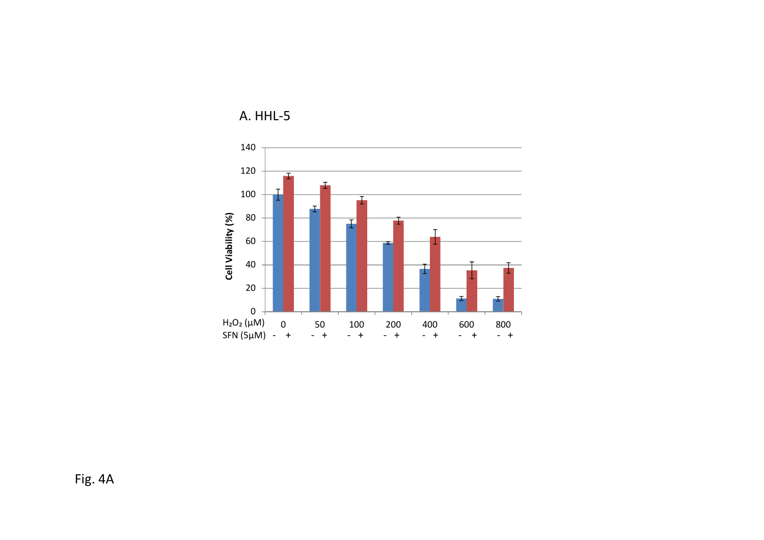A. HHL-5

Cell Viability (%)

$H_2O_2$ (µM): 0, 50, 100, 200, 400, 600, 800

SFN (5µM): - + - + - + - + - + - + - +

Fig. 4A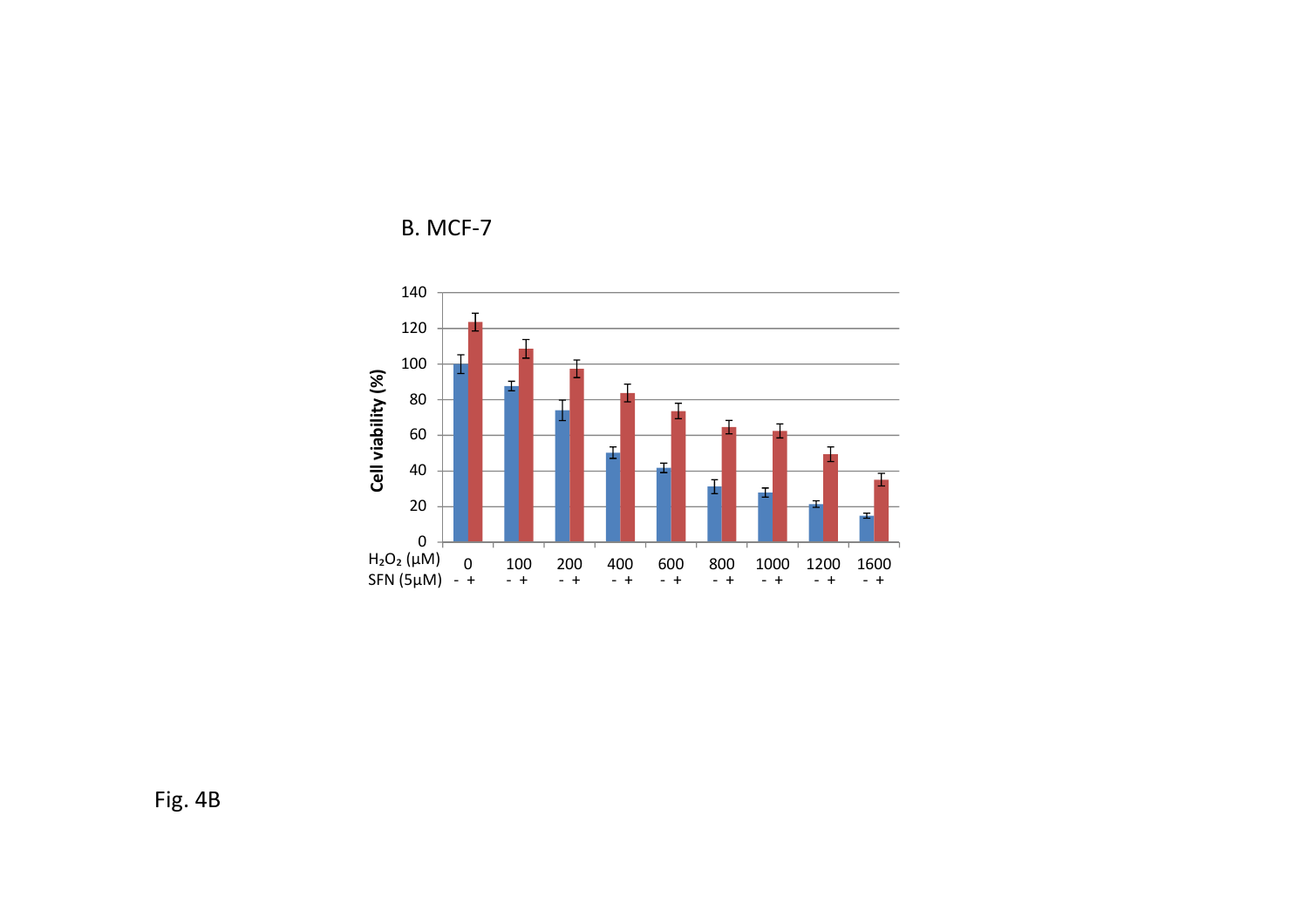B. MCF-7

Fig. 4B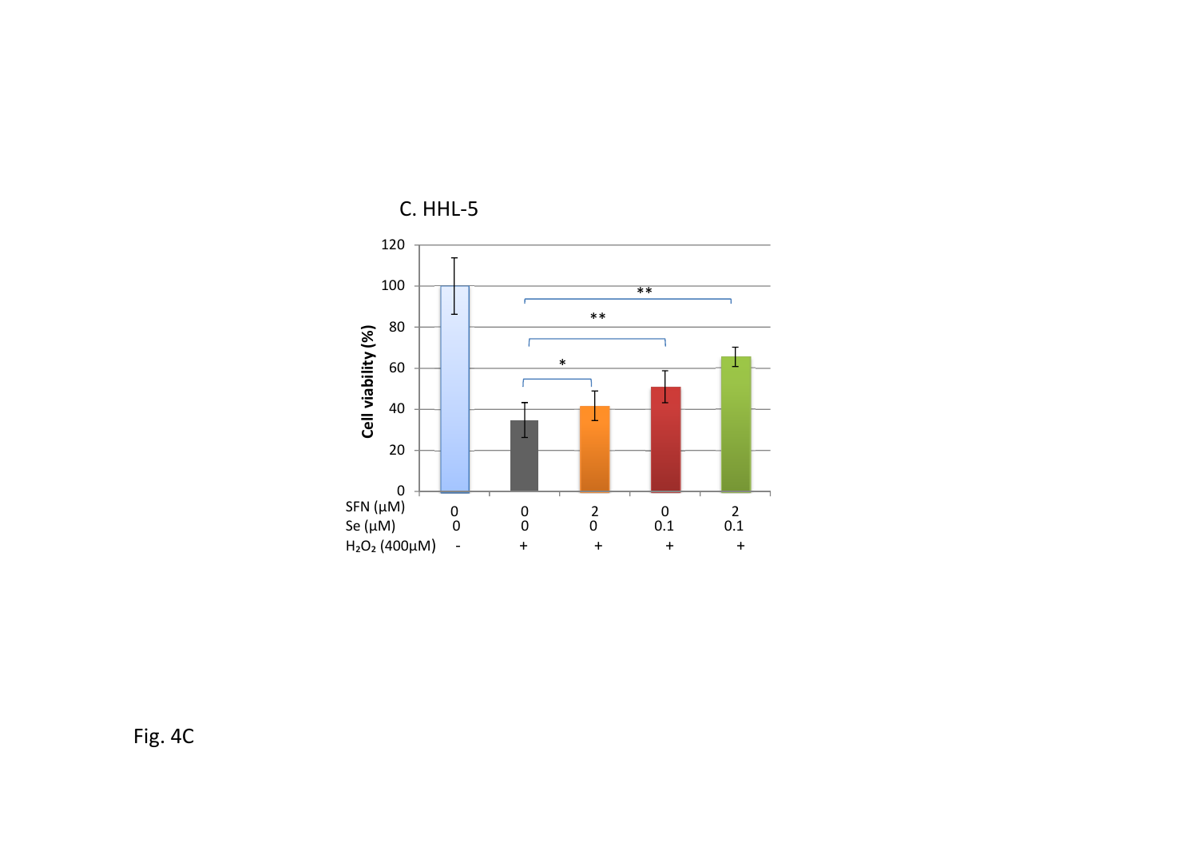C. HHL-5

Fig. 4C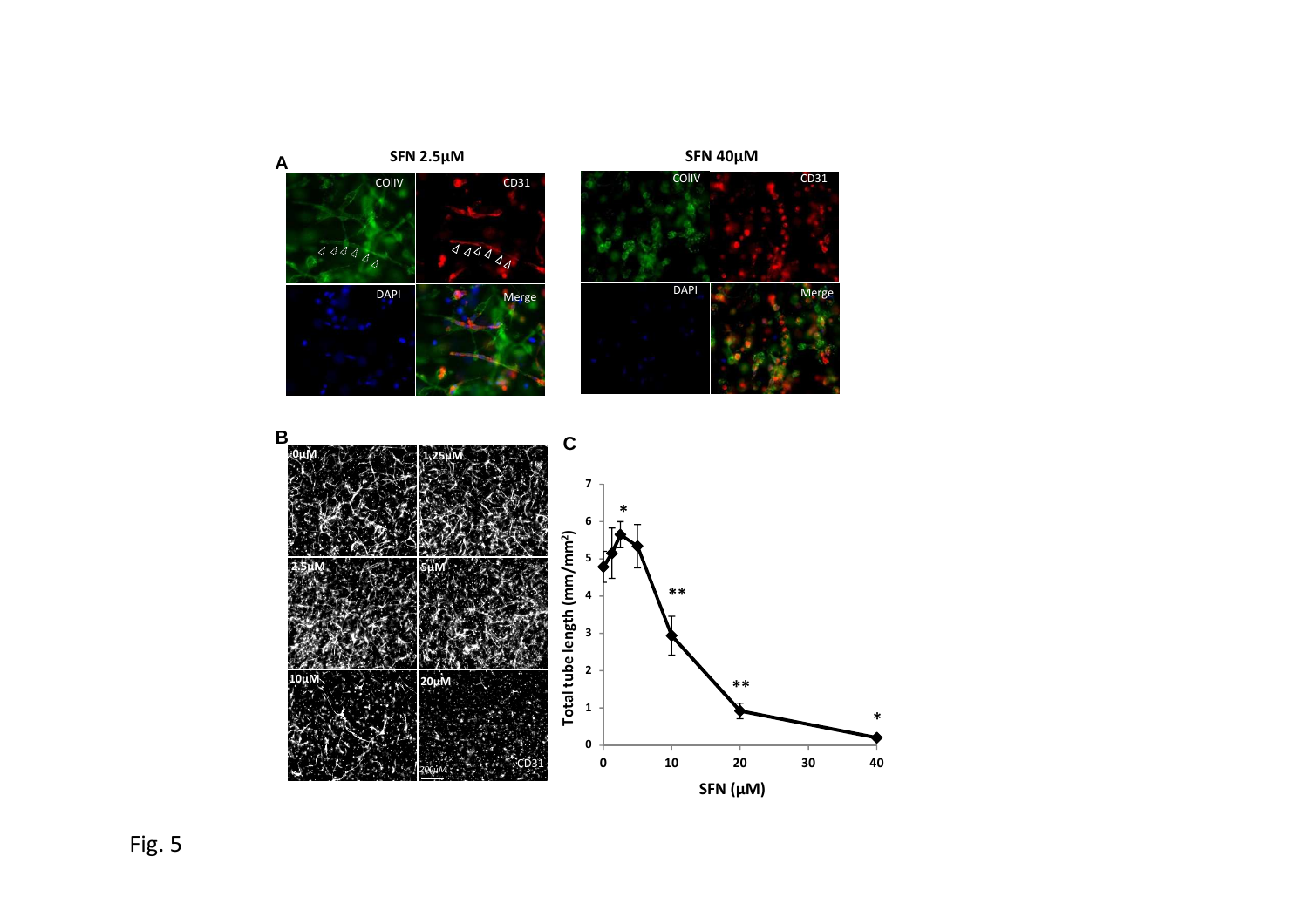Fig. 5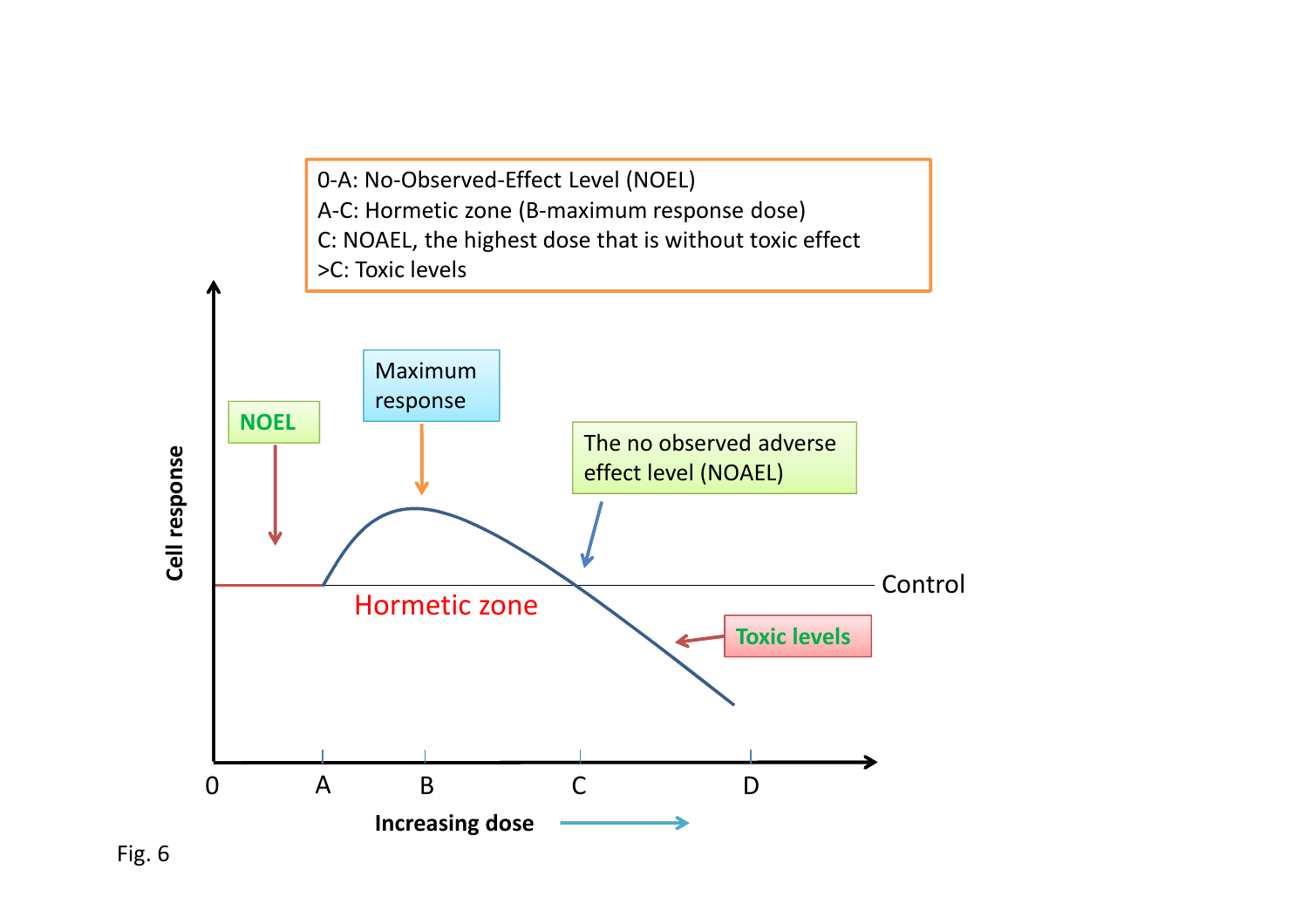0-A: No-Observed-Effect Level (NOEL)
A-C: Hormetic zone (B-maximum response dose)
C: NOAEL, the highest dose that is without toxic effect
>C: Toxic levels

Maximum response

NOEL

The no observed adverse effect level (NOAEL)

Cell response

Control

Hormetic zone

Toxic levels

0
A
B
C
D

Increasing dose

Fig. 6